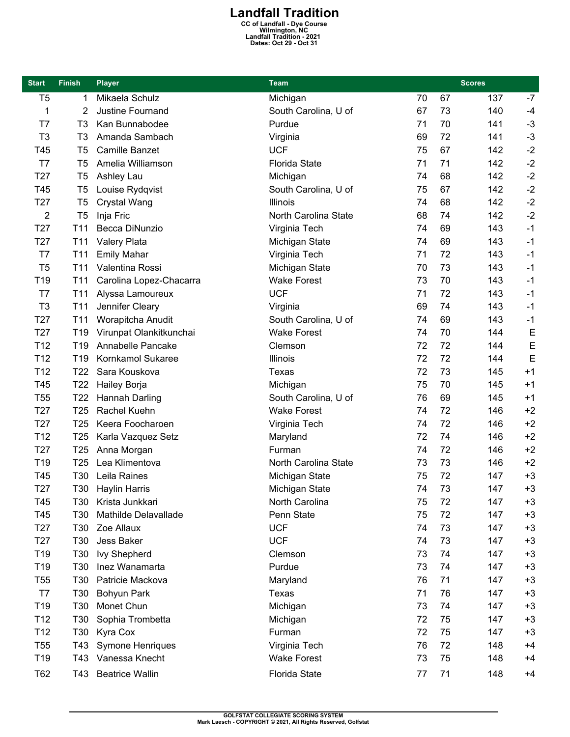# Landfall Tradition

**CC of Landfall - Dye Course**
**Wilmington, NC**
**Landfall Tradition - 2021**
**Dates: Oct 29 - Oct 31**

| Start | Finish | Player | Team | Scores | | | |
|---|---|---|---|---|---|---|---|
| T5 | 1 | Mikaela Schulz | Michigan | 70 | 67 | 137 | -7 |
| 1 | 2 | Justine Fournand | South Carolina, U of | 67 | 73 | 140 | -4 |
| T7 | T3 | Kan Bunnabodee | Purdue | 71 | 70 | 141 | -3 |
| T3 | T3 | Amanda Sambach | Virginia | 69 | 72 | 141 | -3 |
| T45 | T5 | Camille Banzet | UCF | 75 | 67 | 142 | -2 |
| T7 | T5 | Amelia Williamson | Florida State | 71 | 71 | 142 | -2 |
| T27 | T5 | Ashley Lau | Michigan | 74 | 68 | 142 | -2 |
| T45 | T5 | Louise Rydqvist | South Carolina, U of | 75 | 67 | 142 | -2 |
| T27 | T5 | Crystal Wang | Illinois | 74 | 68 | 142 | -2 |
| 2 | T5 | Inja Fric | North Carolina State | 68 | 74 | 142 | -2 |
| T27 | T11 | Becca DiNunzio | Virginia Tech | 74 | 69 | 143 | -1 |
| T27 | T11 | Valery Plata | Michigan State | 74 | 69 | 143 | -1 |
| T7 | T11 | Emily Mahar | Virginia Tech | 71 | 72 | 143 | -1 |
| T5 | T11 | Valentina Rossi | Michigan State | 70 | 73 | 143 | -1 |
| T19 | T11 | Carolina Lopez-Chacarra | Wake Forest | 73 | 70 | 143 | -1 |
| T7 | T11 | Alyssa Lamoureux | UCF | 71 | 72 | 143 | -1 |
| T3 | T11 | Jennifer Cleary | Virginia | 69 | 74 | 143 | -1 |
| T27 | T11 | Worapitcha Anudit | South Carolina, U of | 74 | 69 | 143 | -1 |
| T27 | T19 | Virunpat Olankitkunchai | Wake Forest | 74 | 70 | 144 | E |
| T12 | T19 | Annabelle Pancake | Clemson | 72 | 72 | 144 | E |
| T12 | T19 | Kornkamol Sukaree | Illinois | 72 | 72 | 144 | E |
| T12 | T22 | Sara Kouskova | Texas | 72 | 73 | 145 | +1 |
| T45 | T22 | Hailey Borja | Michigan | 75 | 70 | 145 | +1 |
| T55 | T22 | Hannah Darling | South Carolina, U of | 76 | 69 | 145 | +1 |
| T27 | T25 | Rachel Kuehn | Wake Forest | 74 | 72 | 146 | +2 |
| T27 | T25 | Keera Foocharoen | Virginia Tech | 74 | 72 | 146 | +2 |
| T12 | T25 | Karla Vazquez Setz | Maryland | 72 | 74 | 146 | +2 |
| T27 | T25 | Anna Morgan | Furman | 74 | 72 | 146 | +2 |
| T19 | T25 | Lea Klimentova | North Carolina State | 73 | 73 | 146 | +2 |
| T45 | T30 | Leila Raines | Michigan State | 75 | 72 | 147 | +3 |
| T27 | T30 | Haylin Harris | Michigan State | 74 | 73 | 147 | +3 |
| T45 | T30 | Krista Junkkari | North Carolina | 75 | 72 | 147 | +3 |
| T45 | T30 | Mathilde Delavallade | Penn State | 75 | 72 | 147 | +3 |
| T27 | T30 | Zoe Allaux | UCF | 74 | 73 | 147 | +3 |
| T27 | T30 | Jess Baker | UCF | 74 | 73 | 147 | +3 |
| T19 | T30 | Ivy Shepherd | Clemson | 73 | 74 | 147 | +3 |
| T19 | T30 | Inez Wanamarta | Purdue | 73 | 74 | 147 | +3 |
| T55 | T30 | Patricie Mackova | Maryland | 76 | 71 | 147 | +3 |
| T7 | T30 | Bohyun Park | Texas | 71 | 76 | 147 | +3 |
| T19 | T30 | Monet Chun | Michigan | 73 | 74 | 147 | +3 |
| T12 | T30 | Sophia Trombetta | Michigan | 72 | 75 | 147 | +3 |
| T12 | T30 | Kyra Cox | Furman | 72 | 75 | 147 | +3 |
| T55 | T43 | Symone Henriques | Virginia Tech | 76 | 72 | 148 | +4 |
| T19 | T43 | Vanessa Knecht | Wake Forest | 73 | 75 | 148 | +4 |
| T62 | T43 | Beatrice Wallin | Florida State | 77 | 71 | 148 | +4 |

GOLFSTAT COLLEGIATE SCORING SYSTEM
Mark Laesch - COPYRIGHT © 2021, All Rights Reserved, Golfstat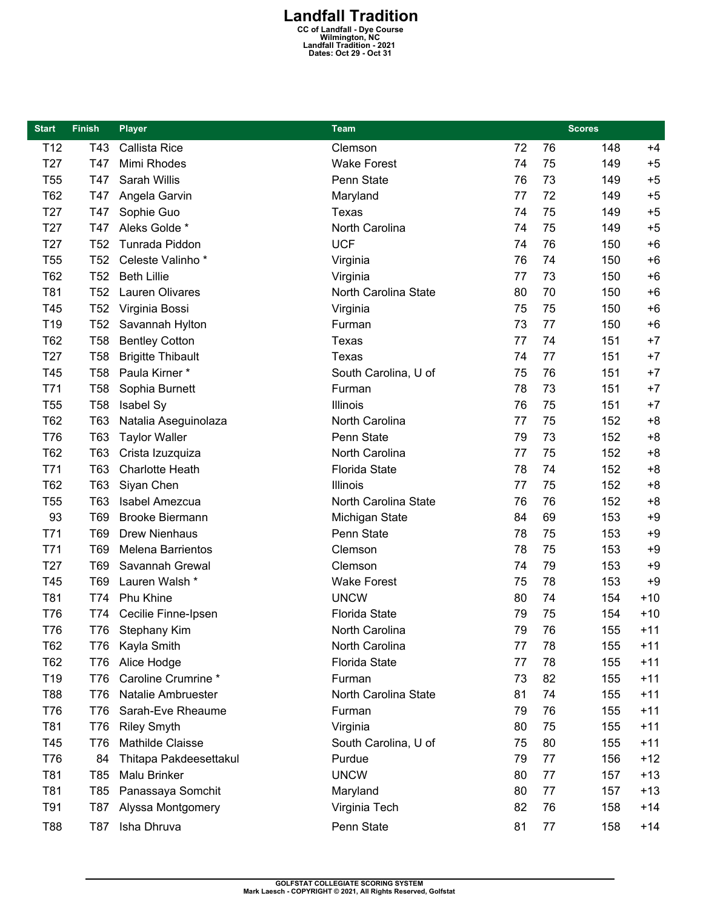# Landfall Tradition

**CC of Landfall - Dye Course**
**Wilmington, NC**
**Landfall Tradition - 2021**
**Dates: Oct 29 - Oct 31**

| Start | Finish | Player | Team | Scores | | | |
|---|---|---|---|---|---|---|---|
| T12 | T43 | Callista Rice | Clemson | 72 | 76 | 148 | +4 |
| T27 | T47 | Mimi Rhodes | Wake Forest | 74 | 75 | 149 | +5 |
| T55 | T47 | Sarah Willis | Penn State | 76 | 73 | 149 | +5 |
| T62 | T47 | Angela Garvin | Maryland | 77 | 72 | 149 | +5 |
| T27 | T47 | Sophie Guo | Texas | 74 | 75 | 149 | +5 |
| T27 | T47 | Aleks Golde * | North Carolina | 74 | 75 | 149 | +5 |
| T27 | T52 | Tunrada Piddon | UCF | 74 | 76 | 150 | +6 |
| T55 | T52 | Celeste Valinho * | Virginia | 76 | 74 | 150 | +6 |
| T62 | T52 | Beth Lillie | Virginia | 77 | 73 | 150 | +6 |
| T81 | T52 | Lauren Olivares | North Carolina State | 80 | 70 | 150 | +6 |
| T45 | T52 | Virginia Bossi | Virginia | 75 | 75 | 150 | +6 |
| T19 | T52 | Savannah Hylton | Furman | 73 | 77 | 150 | +6 |
| T62 | T58 | Bentley Cotton | Texas | 77 | 74 | 151 | +7 |
| T27 | T58 | Brigitte Thibault | Texas | 74 | 77 | 151 | +7 |
| T45 | T58 | Paula Kirner * | South Carolina, U of | 75 | 76 | 151 | +7 |
| T71 | T58 | Sophia Burnett | Furman | 78 | 73 | 151 | +7 |
| T55 | T58 | Isabel Sy | Illinois | 76 | 75 | 151 | +7 |
| T62 | T63 | Natalia Aseguinolaza | North Carolina | 77 | 75 | 152 | +8 |
| T76 | T63 | Taylor Waller | Penn State | 79 | 73 | 152 | +8 |
| T62 | T63 | Crista Izuzquiza | North Carolina | 77 | 75 | 152 | +8 |
| T71 | T63 | Charlotte Heath | Florida State | 78 | 74 | 152 | +8 |
| T62 | T63 | Siyan Chen | Illinois | 77 | 75 | 152 | +8 |
| T55 | T63 | Isabel Amezcua | North Carolina State | 76 | 76 | 152 | +8 |
| 93 | T69 | Brooke Biermann | Michigan State | 84 | 69 | 153 | +9 |
| T71 | T69 | Drew Nienhaus | Penn State | 78 | 75 | 153 | +9 |
| T71 | T69 | Melena Barrientos | Clemson | 78 | 75 | 153 | +9 |
| T27 | T69 | Savannah Grewal | Clemson | 74 | 79 | 153 | +9 |
| T45 | T69 | Lauren Walsh * | Wake Forest | 75 | 78 | 153 | +9 |
| T81 | T74 | Phu Khine | UNCW | 80 | 74 | 154 | +10 |
| T76 | T74 | Cecilie Finne-Ipsen | Florida State | 79 | 75 | 154 | +10 |
| T76 | T76 | Stephany Kim | North Carolina | 79 | 76 | 155 | +11 |
| T62 | T76 | Kayla Smith | North Carolina | 77 | 78 | 155 | +11 |
| T62 | T76 | Alice Hodge | Florida State | 77 | 78 | 155 | +11 |
| T19 | T76 | Caroline Crumrine * | Furman | 73 | 82 | 155 | +11 |
| T88 | T76 | Natalie Ambruester | North Carolina State | 81 | 74 | 155 | +11 |
| T76 | T76 | Sarah-Eve Rheaume | Furman | 79 | 76 | 155 | +11 |
| T81 | T76 | Riley Smyth | Virginia | 80 | 75 | 155 | +11 |
| T45 | T76 | Mathilde Claisse | South Carolina, U of | 75 | 80 | 155 | +11 |
| T76 | 84 | Thitapa Pakdeesettakul | Purdue | 79 | 77 | 156 | +12 |
| T81 | T85 | Malu Brinker | UNCW | 80 | 77 | 157 | +13 |
| T81 | T85 | Panassaya Somchit | Maryland | 80 | 77 | 157 | +13 |
| T91 | T87 | Alyssa Montgomery | Virginia Tech | 82 | 76 | 158 | +14 |
| T88 | T87 | Isha Dhruva | Penn State | 81 | 77 | 158 | +14 |

GOLFSTAT COLLEGIATE SCORING SYSTEM
Mark Laesch - COPYRIGHT © 2021, All Rights Reserved, Golfstat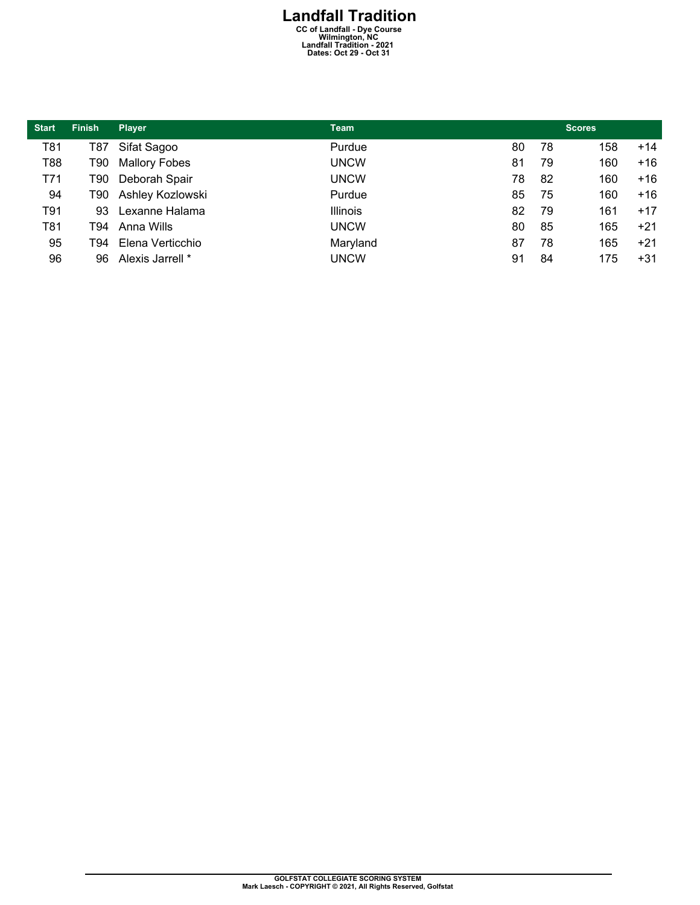# Landfall Tradition

**CC of Landfall - Dye Course**
**Wilmington, NC**
**Landfall Tradition - 2021**
**Dates: Oct 29 - Oct 31**

| Start | Finish | Player | Team | Scores | | | |
|---|---|---|---|---|---|---|---|
| T81 | T87 | Sifat Sagoo | Purdue | 80 | 78 | 158 | +14 |
| T88 | T90 | Mallory Fobes | UNCW | 81 | 79 | 160 | +16 |
| T71 | T90 | Deborah Spair | UNCW | 78 | 82 | 160 | +16 |
| 94 | T90 | Ashley Kozlowski | Purdue | 85 | 75 | 160 | +16 |
| T91 | 93 | Lexanne Halama | Illinois | 82 | 79 | 161 | +17 |
| T81 | T94 | Anna Wills | UNCW | 80 | 85 | 165 | +21 |
| 95 | T94 | Elena Verticchio | Maryland | 87 | 78 | 165 | +21 |
| 96 | 96 | Alexis Jarrell * | UNCW | 91 | 84 | 175 | +31 |

GOLFSTAT COLLEGIATE SCORING SYSTEM
Mark Laesch - COPYRIGHT © 2021, All Rights Reserved, Golfstat